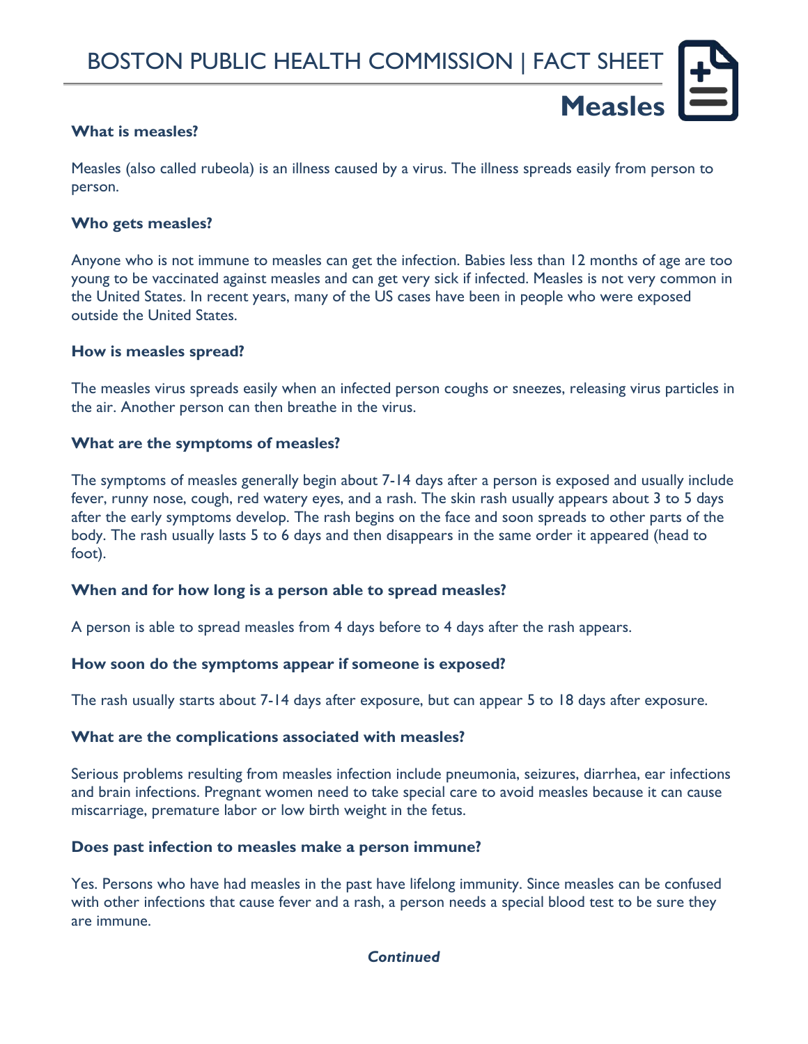# BOSTON PUBLIC HEALTH COMMISSION | FACT SHEET

## Measles

### What is measles?

Measles (also called rubeola) is an illness caused by a virus. The illness spreads easily from person to person.

### Who gets measles?

Anyone who is not immune to measles can get the infection. Babies less than 12 months of age are too young to be vaccinated against measles and can get very sick if infected. Measles is not very common in the United States. In recent years, many of the US cases have been in people who were exposed outside the United States.

### How is measles spread?

The measles virus spreads easily when an infected person coughs or sneezes, releasing virus particles in the air. Another person can then breathe in the virus.

### What are the symptoms of measles?

The symptoms of measles generally begin about 7-14 days after a person is exposed and usually include fever, runny nose, cough, red watery eyes, and a rash. The skin rash usually appears about 3 to 5 days after the early symptoms develop. The rash begins on the face and soon spreads to other parts of the body. The rash usually lasts 5 to 6 days and then disappears in the same order it appeared (head to foot).

### When and for how long is a person able to spread measles?

A person is able to spread measles from 4 days before to 4 days after the rash appears.

### How soon do the symptoms appear if someone is exposed?

The rash usually starts about 7-14 days after exposure, but can appear 5 to 18 days after exposure.

### What are the complications associated with measles?

Serious problems resulting from measles infection include pneumonia, seizures, diarrhea, ear infections and brain infections. Pregnant women need to take special care to avoid measles because it can cause miscarriage, premature labor or low birth weight in the fetus.

### Does past infection to measles make a person immune?

Yes. Persons who have had measles in the past have lifelong immunity. Since measles can be confused with other infections that cause fever and a rash, a person needs a special blood test to be sure they are immune.

***Continued***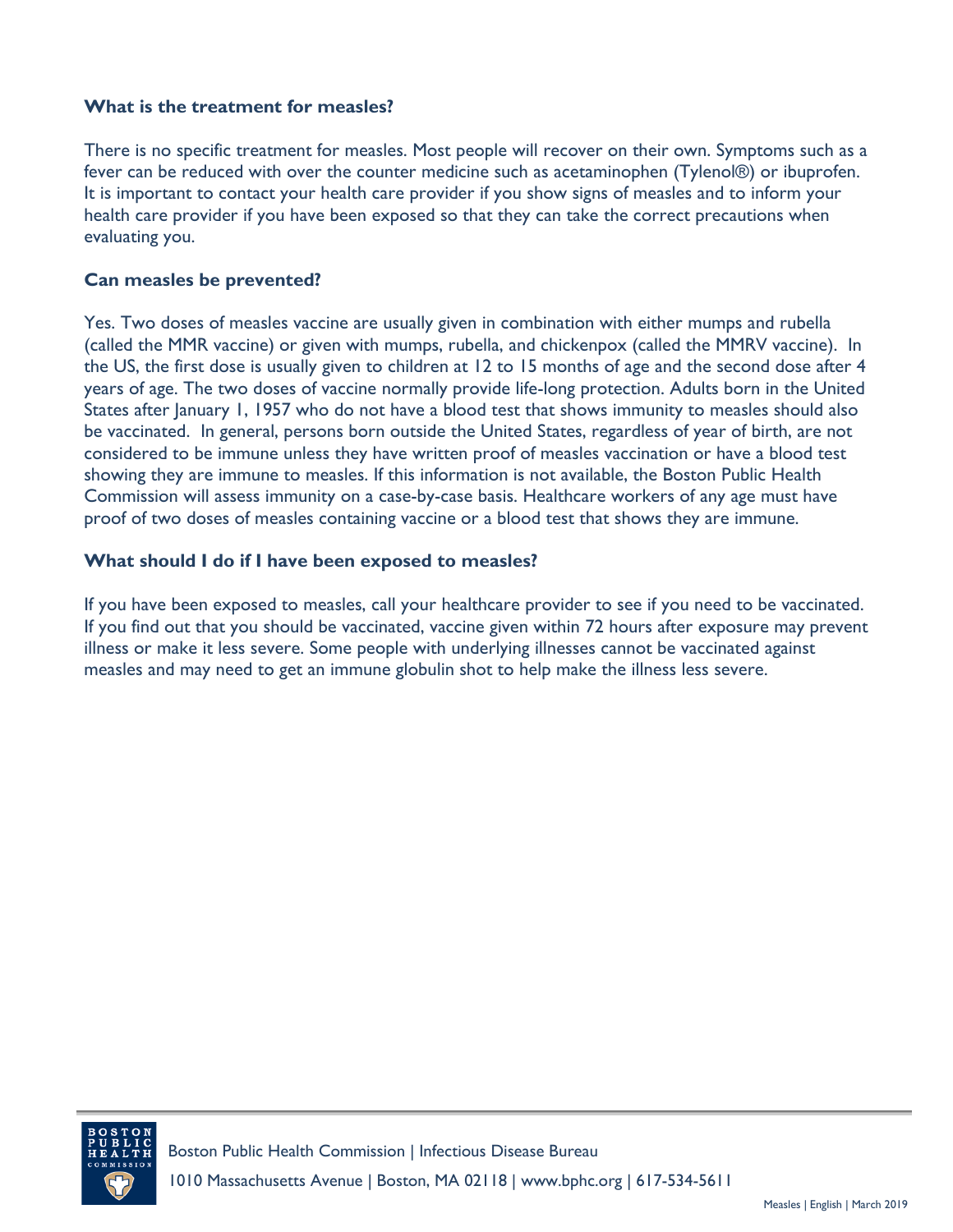**What is the treatment for measles?**

There is no specific treatment for measles. Most people will recover on their own. Symptoms such as a fever can be reduced with over the counter medicine such as acetaminophen (Tylenol®) or ibuprofen. It is important to contact your health care provider if you show signs of measles and to inform your health care provider if you have been exposed so that they can take the correct precautions when evaluating you.

**Can measles be prevented?**

Yes. Two doses of measles vaccine are usually given in combination with either mumps and rubella (called the MMR vaccine) or given with mumps, rubella, and chickenpox (called the MMRV vaccine). In the US, the first dose is usually given to children at 12 to 15 months of age and the second dose after 4 years of age. The two doses of vaccine normally provide life-long protection. Adults born in the United States after January 1, 1957 who do not have a blood test that shows immunity to measles should also be vaccinated. In general, persons born outside the United States, regardless of year of birth, are not considered to be immune unless they have written proof of measles vaccination or have a blood test showing they are immune to measles. If this information is not available, the Boston Public Health Commission will assess immunity on a case-by-case basis. Healthcare workers of any age must have proof of two doses of measles containing vaccine or a blood test that shows they are immune.

**What should I do if I have been exposed to measles?**

If you have been exposed to measles, call your healthcare provider to see if you need to be vaccinated. If you find out that you should be vaccinated, vaccine given within 72 hours after exposure may prevent illness or make it less severe. Some people with underlying illnesses cannot be vaccinated against measles and may need to get an immune globulin shot to help make the illness less severe.

Boston Public Health Commission | Infectious Disease Bureau

1010 Massachusetts Avenue | Boston, MA 02118 | www.bphc.org | 617-534-5611

Measles | English | March 2019